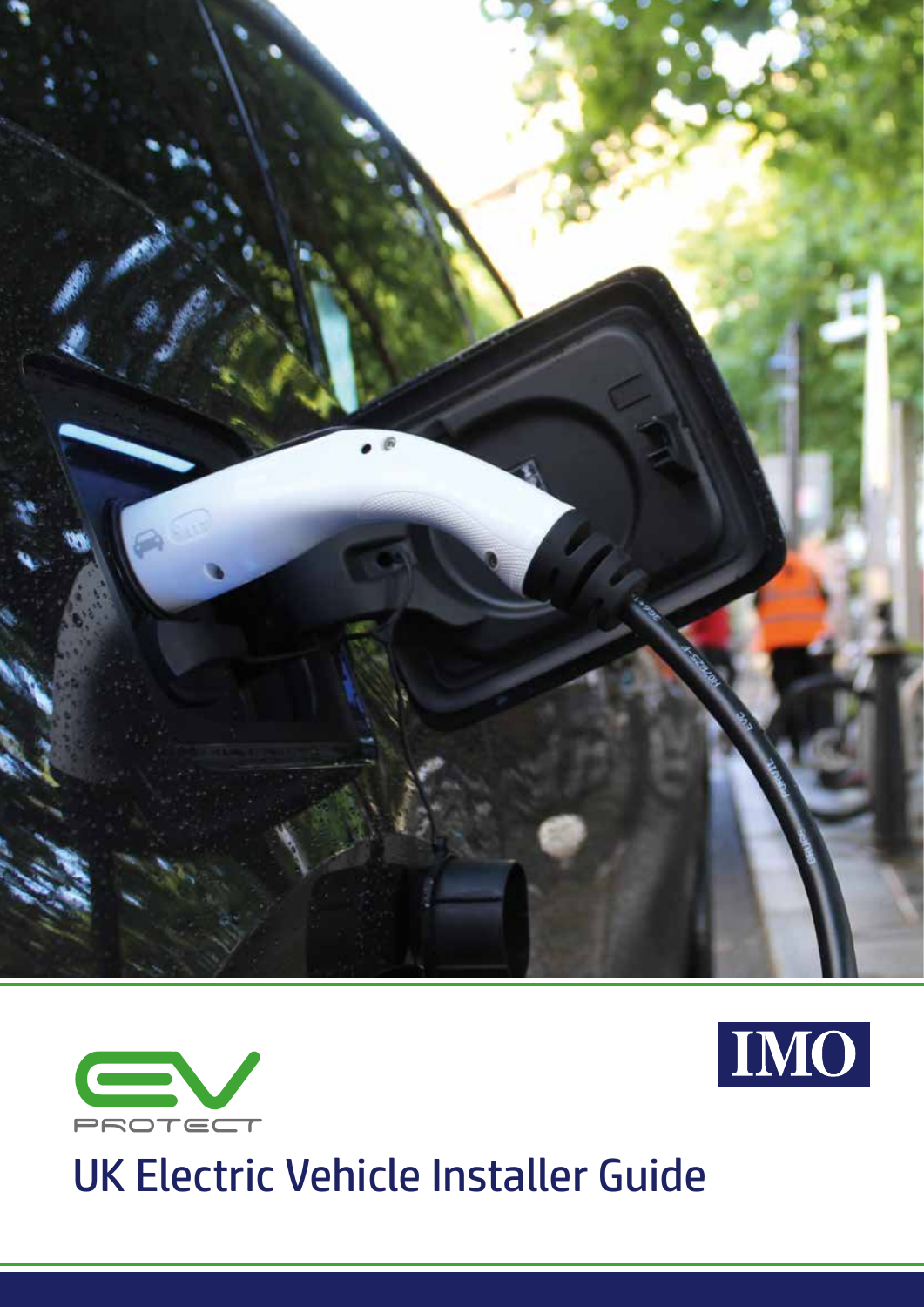EV PROTECT

IMO

# UK Electric Vehicle Installer Guide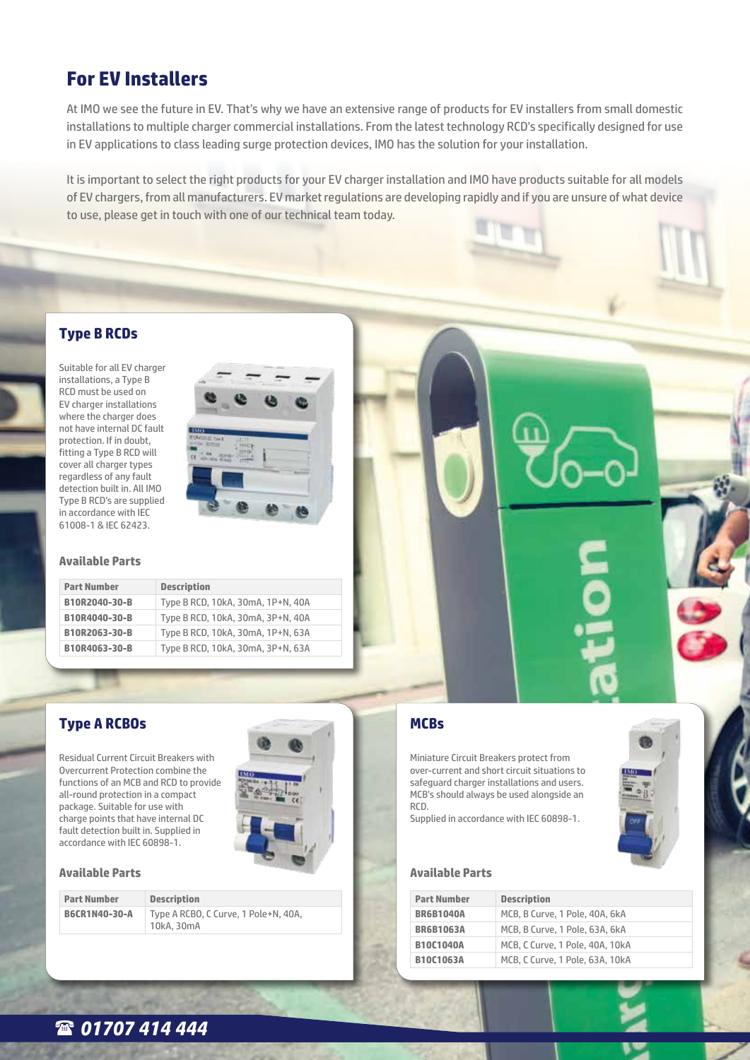## For EV Installers

At IMO we see the future in EV. That's why we have an extensive range of products for EV installers from small domestic installations to multiple charger commercial installations. From the latest technology RCD's specifically designed for use in EV applications to class leading surge protection devices, IMO has the solution for your installation.

It is important to select the right products for your EV charger installation and IMO have products suitable for all models of EV chargers, from all manufacturers. EV market regulations are developing rapidly and if you are unsure of what device to use, please get in touch with one of our technical team today.

### Type B RCDs

Suitable for all EV charger installations, a Type B RCD must be used on EV charger installations where the charger does not have internal DC fault protection. If in doubt, fitting a Type B RCD will cover all charger types regardless of any fault detection built in. All IMO Type B RCD's are supplied in accordance with IEC 61008-1 & IEC 62423.

#### Available Parts

| Part Number | Description |
| --- | --- |
| **B10R2040-30-B** | Type B RCD, 10kA, 30mA, 1P+N, 40A |
| **B10R4040-30-B** | Type B RCD, 10kA, 30mA, 3P+N, 40A |
| **B10R2063-30-B** | Type B RCD, 10kA, 30mA, 1P+N, 63A |
| **B10R4063-30-B** | Type B RCD, 10kA, 30mA, 3P+N, 63A |

### Type A RCBOs

Residual Current Circuit Breakers with Overcurrent Protection combine the functions of an MCB and RCD to provide all-round protection in a compact package. Suitable for use with charge points that have internal DC fault detection built in. Supplied in accordance with IEC 60898-1.

#### Available Parts

| Part Number | Description |
| --- | --- |
| **B6CR1N40-30-A** | Type A RCBO, C Curve, 1 Pole+N, 40A, 10kA, 30mA |

### MCBs

Miniature Circuit Breakers protect from over-current and short circuit situations to safeguard charger installations and users. MCB's should always be used alongside an RCD.
Supplied in accordance with IEC 60898-1.

#### Available Parts

| Part Number | Description |
| --- | --- |
| **BR6B1040A** | MCB, B Curve, 1 Pole, 40A, 6kA |
| **BR6B1063A** | MCB, B Curve, 1 Pole, 63A, 6kA |
| **B10C1040A** | MCB, C Curve, 1 Pole, 40A, 10kA |
| **B10C1063A** | MCB, C Curve, 1 Pole, 63A, 10kA |

☎ **01707 414 444**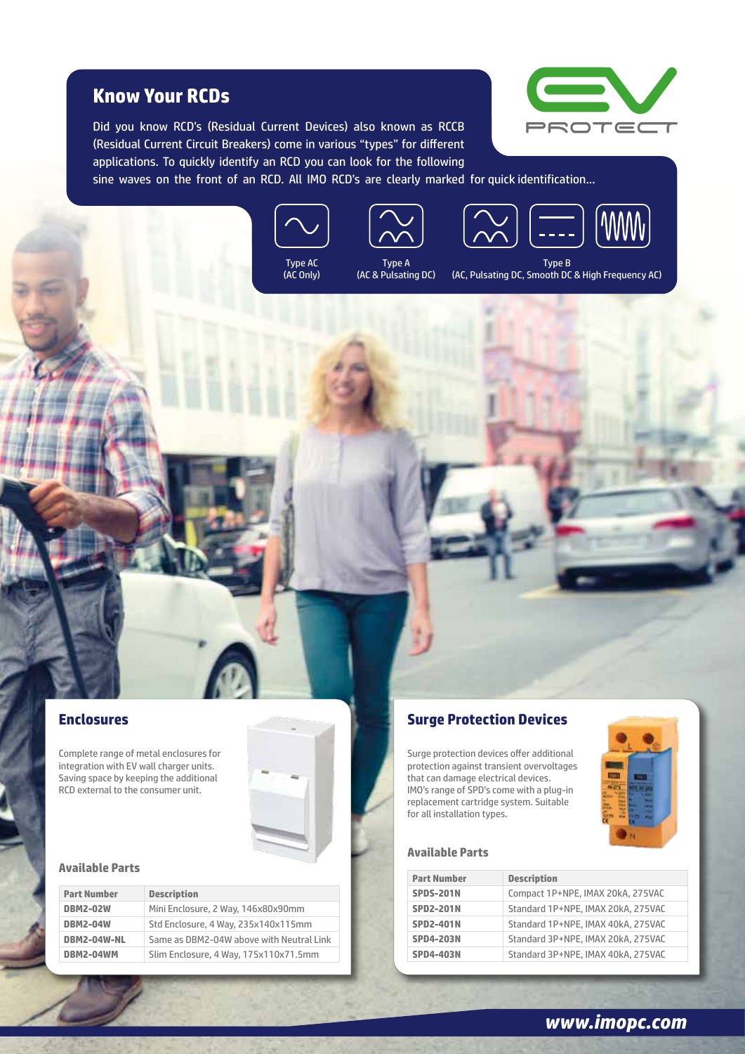## Know Your RCDs

Did you know RCD's (Residual Current Devices) also known as RCCB (Residual Current Circuit Breakers) come in various "types" for different applications. To quickly identify an RCD you can look for the following sine waves on the front of an RCD. All IMO RCD's are clearly marked for quick identification...

Type AC (AC Only)

Type A (AC & Pulsating DC)

Type B (AC, Pulsating DC, Smooth DC & High Frequency AC)

## Enclosures

Complete range of metal enclosures for integration with EV wall charger units. Saving space by keeping the additional RCD external to the consumer unit.

### Available Parts

| Part Number | Description |
|---|---|
| DBM2-02W | Mini Enclosure, 2 Way, 146x80x90mm |
| DBM2-04W | Std Enclosure, 4 Way, 235x140x115mm |
| DBM2-04W-NL | Same as DBM2-04W above with Neutral Link |
| DBM2-04WM | Slim Enclosure, 4 Way, 175x110x71.5mm |

## Surge Protection Devices

Surge protection devices offer additional protection against transient overvoltages that can damage electrical devices. IMO's range of SPD's come with a plug-in replacement cartridge system. Suitable for all installation types.

### Available Parts

| Part Number | Description |
|---|---|
| SPDS-201N | Compact 1P+NPE, IMAX 20kA, 275VAC |
| SPD2-201N | Standard 1P+NPE, IMAX 20kA, 275VAC |
| SPD2-401N | Standard 1P+NPE, IMAX 40kA, 275VAC |
| SPD4-203N | Standard 3P+NPE, IMAX 20kA, 275VAC |
| SPD4-403N | Standard 3P+NPE, IMAX 40kA, 275VAC |

**www.imopc.com**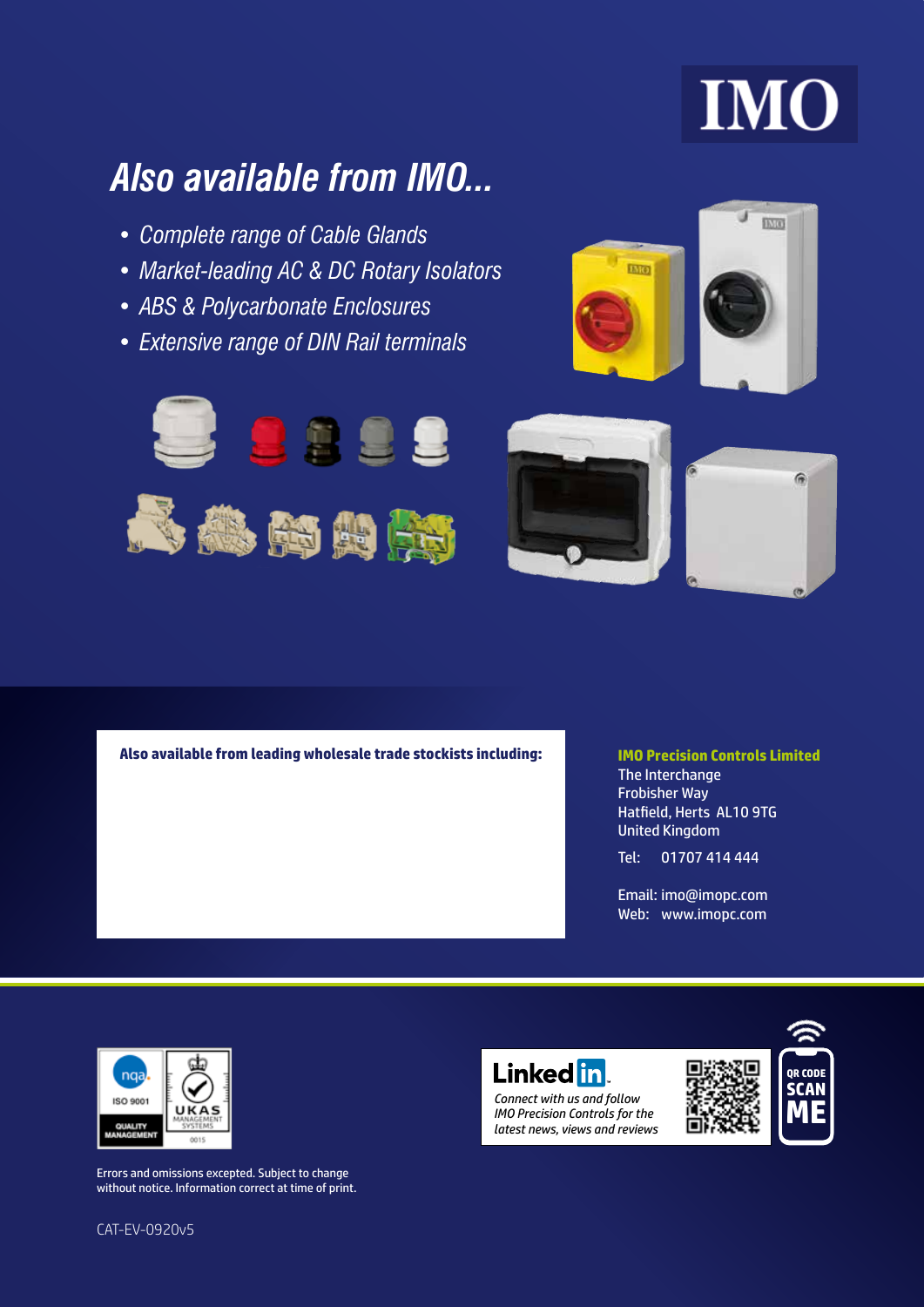# IMO

## Also available from IMO...

- *Complete range of Cable Glands*
- *Market-leading AC & DC Rotary Isolators*
- *ABS & Polycarbonate Enclosures*
- *Extensive range of DIN Rail terminals*

**Also available from leading wholesale trade stockists including:**

**IMO Precision Controls Limited**
The Interchange
Frobisher Way
Hatfield, Herts AL10 9TG
United Kingdom

Tel: 01707 414 444

Email: imo@imopc.com
Web: www.imopc.com

nqa ISO 9001 QUALITY MANAGEMENT

UKAS MANAGEMENT SYSTEMS 0015

LinkedIn

*Connect with us and follow IMO Precision Controls for the latest news, views and reviews*

QR CODE SCAN ME

Errors and omissions excepted. Subject to change without notice. Information correct at time of print.

CAT-EV-0920v5